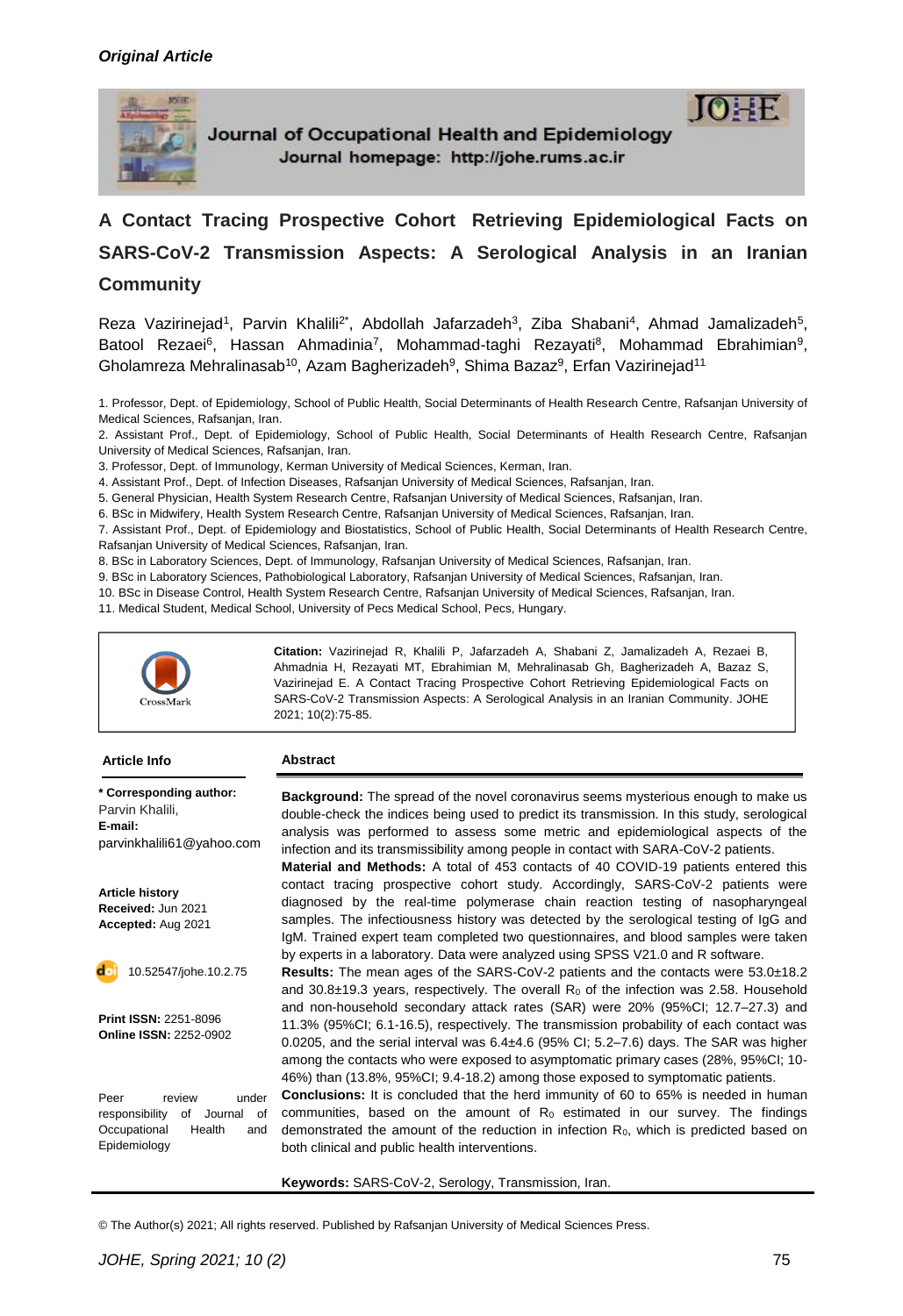*Original Article*

Journal of Occupational Health and Epidemiology
Journal homepage: http://johe.rums.ac.ir

# A Contact Tracing Prospective Cohort Retrieving Epidemiological Facts on SARS-CoV-2 Transmission Aspects: A Serological Analysis in an Iranian Community

Reza Vazirinejad[1], Parvin Khalili[2*], Abdollah Jafarzadeh[3], Ziba Shabani[4], Ahmad Jamalizadeh[5], Batool Rezaei[6], Hassan Ahmadinia[7], Mohammad-taghi Rezayati[8], Mohammad Ebrahimian[9], Gholamreza Mehralinasab[10], Azam Bagherizadeh[9], Shima Bazaz[9], Erfan Vazirinejad[11]

1. Professor, Dept. of Epidemiology, School of Public Health, Social Determinants of Health Research Centre, Rafsanjan University of Medical Sciences, Rafsanjan, Iran.
2. Assistant Prof., Dept. of Epidemiology, School of Public Health, Social Determinants of Health Research Centre, Rafsanjan University of Medical Sciences, Rafsanjan, Iran.
3. Professor, Dept. of Immunology, Kerman University of Medical Sciences, Kerman, Iran.
4. Assistant Prof., Dept. of Infection Diseases, Rafsanjan University of Medical Sciences, Rafsanjan, Iran.
5. General Physician, Health System Research Centre, Rafsanjan University of Medical Sciences, Rafsanjan, Iran.
6. BSc in Midwifery, Health System Research Centre, Rafsanjan University of Medical Sciences, Rafsanjan, Iran.
7. Assistant Prof., Dept. of Epidemiology and Biostatistics, School of Public Health, Social Determinants of Health Research Centre, Rafsanjan University of Medical Sciences, Rafsanjan, Iran.
8. BSc in Laboratory Sciences, Dept. of Immunology, Rafsanjan University of Medical Sciences, Rafsanjan, Iran.
9. BSc in Laboratory Sciences, Pathobiological Laboratory, Rafsanjan University of Medical Sciences, Rafsanjan, Iran.
10. BSc in Disease Control, Health System Research Centre, Rafsanjan University of Medical Sciences, Rafsanjan, Iran.
11. Medical Student, Medical School, University of Pecs Medical School, Pecs, Hungary.

**Citation:** Vazirinejad R, Khalili P, Jafarzadeh A, Shabani Z, Jamalizadeh A, Rezaei B, Ahmadnia H, Rezayati MT, Ebrahimian M, Mehralinasab Gh, Bagherizadeh A, Bazaz S, Vazirinejad E. A Contact Tracing Prospective Cohort Retrieving Epidemiological Facts on SARS-CoV-2 Transmission Aspects: A Serological Analysis in an Iranian Community. JOHE 2021; 10(2):75-85.

## Article Info

**\* Corresponding author:**
Parvin Khalili,
**E-mail:**
parvinkhalili61@yahoo.com

**Article history**
**Received:** Jun 2021
**Accepted:** Aug 2021

10.52547/johe.10.2.75

**Print ISSN:** 2251-8096
**Online ISSN:** 2252-0902

Peer review under responsibility of Journal of Occupational Health and Epidemiology

## Abstract

**Background:** The spread of the novel coronavirus seems mysterious enough to make us double-check the indices being used to predict its transmission. In this study, serological analysis was performed to assess some metric and epidemiological aspects of the infection and its transmissibility among people in contact with SARA-CoV-2 patients.

**Material and Methods:** A total of 453 contacts of 40 COVID-19 patients entered this contact tracing prospective cohort study. Accordingly, SARS-CoV-2 patients were diagnosed by the real-time polymerase chain reaction testing of nasopharyngeal samples. The infectiousness history was detected by the serological testing of IgG and IgM. Trained expert team completed two questionnaires, and blood samples were taken by experts in a laboratory. Data were analyzed using SPSS V21.0 and R software.

**Results:** The mean ages of the SARS-CoV-2 patients and the contacts were 53.0±18.2 and 30.8±19.3 years, respectively. The overall $R_0$ of the infection was 2.58. Household and non-household secondary attack rates (SAR) were 20% (95%CI; 12.7–27.3) and 11.3% (95%CI; 6.1-16.5), respectively. The transmission probability of each contact was 0.0205, and the serial interval was 6.4±4.6 (95% CI; 5.2–7.6) days. The SAR was higher among the contacts who were exposed to asymptomatic primary cases (28%, 95%CI; 10-46%) than (13.8%, 95%CI; 9.4-18.2) among those exposed to symptomatic patients.

**Conclusions:** It is concluded that the herd immunity of 60 to 65% is needed in human communities, based on the amount of $R_0$ estimated in our survey. The findings demonstrated the amount of the reduction in infection $R_0$, which is predicted based on both clinical and public health interventions.

**Keywords:** SARS-CoV-2, Serology, Transmission, Iran.

© The Author(s) 2021; All rights reserved. Published by Rafsanjan University of Medical Sciences Press.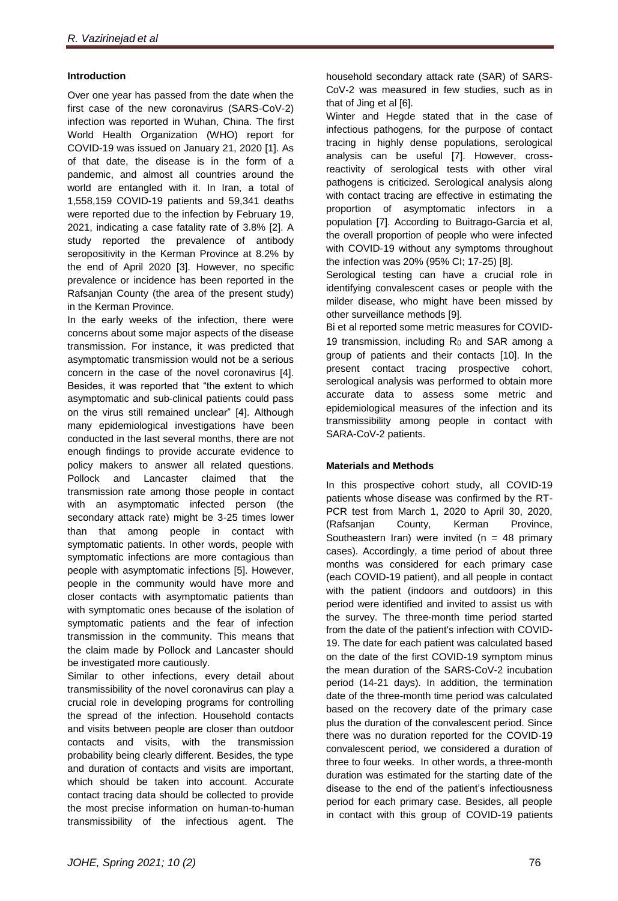## Introduction

Over one year has passed from the date when the first case of the new coronavirus (SARS-CoV-2) infection was reported in Wuhan, China. The first World Health Organization (WHO) report for COVID-19 was issued on January 21, 2020 [1]. As of that date, the disease is in the form of a pandemic, and almost all countries around the world are entangled with it. In Iran, a total of 1,558,159 COVID-19 patients and 59,341 deaths were reported due to the infection by February 19, 2021, indicating a case fatality rate of 3.8% [2]. A study reported the prevalence of antibody seropositivity in the Kerman Province at 8.2% by the end of April 2020 [3]. However, no specific prevalence or incidence has been reported in the Rafsanjan County (the area of the present study) in the Kerman Province.

In the early weeks of the infection, there were concerns about some major aspects of the disease transmission. For instance, it was predicted that asymptomatic transmission would not be a serious concern in the case of the novel coronavirus [4]. Besides, it was reported that "the extent to which asymptomatic and sub-clinical patients could pass on the virus still remained unclear" [4]. Although many epidemiological investigations have been conducted in the last several months, there are not enough findings to provide accurate evidence to policy makers to answer all related questions. Pollock and Lancaster claimed that the transmission rate among those people in contact with an asymptomatic infected person (the secondary attack rate) might be 3-25 times lower than that among people in contact with symptomatic patients. In other words, people with symptomatic infections are more contagious than people with asymptomatic infections [5]. However, people in the community would have more and closer contacts with asymptomatic patients than with symptomatic ones because of the isolation of symptomatic patients and the fear of infection transmission in the community. This means that the claim made by Pollock and Lancaster should be investigated more cautiously.

Similar to other infections, every detail about transmissibility of the novel coronavirus can play a crucial role in developing programs for controlling the spread of the infection. Household contacts and visits between people are closer than outdoor contacts and visits, with the transmission probability being clearly different. Besides, the type and duration of contacts and visits are important, which should be taken into account. Accurate contact tracing data should be collected to provide the most precise information on human-to-human transmissibility of the infectious agent. The household secondary attack rate (SAR) of SARS-CoV-2 was measured in few studies, such as in that of Jing et al [6].

Winter and Hegde stated that in the case of infectious pathogens, for the purpose of contact tracing in highly dense populations, serological analysis can be useful [7]. However, cross-reactivity of serological tests with other viral pathogens is criticized. Serological analysis along with contact tracing are effective in estimating the proportion of asymptomatic infectors in a population [7]. According to Buitrago-Garcia et al, the overall proportion of people who were infected with COVID-19 without any symptoms throughout the infection was 20% (95% CI; 17-25) [8].

Serological testing can have a crucial role in identifying convalescent cases or people with the milder disease, who might have been missed by other surveillance methods [9].

Bi et al reported some metric measures for COVID-19 transmission, including $R_0$ and SAR among a group of patients and their contacts [10]. In the present contact tracing prospective cohort, serological analysis was performed to obtain more accurate data to assess some metric and epidemiological measures of the infection and its transmissibility among people in contact with SARA-CoV-2 patients.

## Materials and Methods

In this prospective cohort study, all COVID-19 patients whose disease was confirmed by the RT-PCR test from March 1, 2020 to April 30, 2020, (Rafsanjan County, Kerman Province, Southeastern Iran) were invited (n = 48 primary cases). Accordingly, a time period of about three months was considered for each primary case (each COVID-19 patient), and all people in contact with the patient (indoors and outdoors) in this period were identified and invited to assist us with the survey. The three-month time period started from the date of the patient's infection with COVID-19. The date for each patient was calculated based on the date of the first COVID-19 symptom minus the mean duration of the SARS-CoV-2 incubation period (14-21 days). In addition, the termination date of the three-month time period was calculated based on the recovery date of the primary case plus the duration of the convalescent period. Since there was no duration reported for the COVID-19 convalescent period, we considered a duration of three to four weeks. In other words, a three-month duration was estimated for the starting date of the disease to the end of the patient's infectiousness period for each primary case. Besides, all people in contact with this group of COVID-19 patients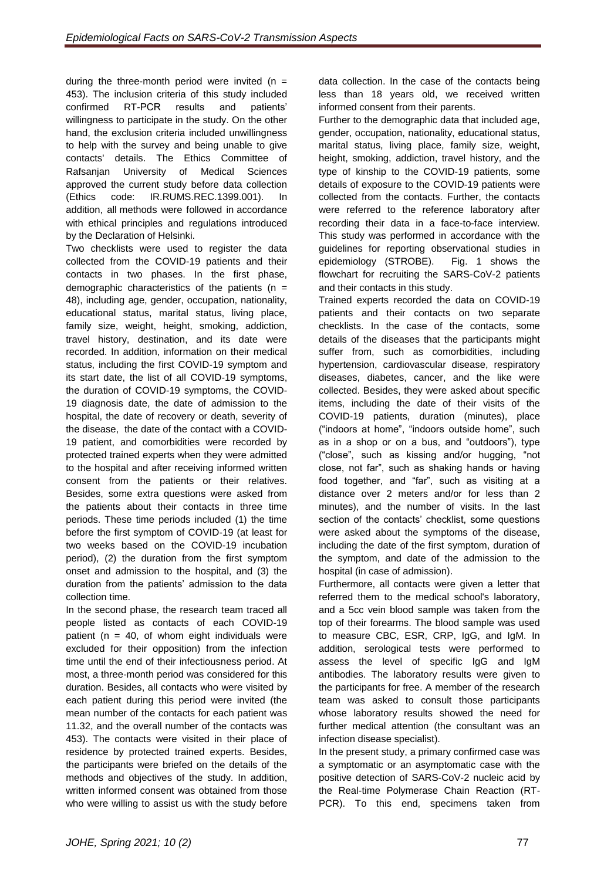during the three-month period were invited (n = 453). The inclusion criteria of this study included confirmed RT-PCR results and patients' willingness to participate in the study. On the other hand, the exclusion criteria included unwillingness to help with the survey and being unable to give contacts' details. The Ethics Committee of Rafsanjan University of Medical Sciences approved the current study before data collection (Ethics code: IR.RUMS.REC.1399.001). In addition, all methods were followed in accordance with ethical principles and regulations introduced by the Declaration of Helsinki.

Two checklists were used to register the data collected from the COVID-19 patients and their contacts in two phases. In the first phase, demographic characteristics of the patients (n = 48), including age, gender, occupation, nationality, educational status, marital status, living place, family size, weight, height, smoking, addiction, travel history, destination, and its date were recorded. In addition, information on their medical status, including the first COVID-19 symptom and its start date, the list of all COVID-19 symptoms, the duration of COVID-19 symptoms, the COVID-19 diagnosis date, the date of admission to the hospital, the date of recovery or death, severity of the disease, the date of the contact with a COVID-19 patient, and comorbidities were recorded by protected trained experts when they were admitted to the hospital and after receiving informed written consent from the patients or their relatives. Besides, some extra questions were asked from the patients about their contacts in three time periods. These time periods included (1) the time before the first symptom of COVID-19 (at least for two weeks based on the COVID-19 incubation period), (2) the duration from the first symptom onset and admission to the hospital, and (3) the duration from the patients' admission to the data collection time.

In the second phase, the research team traced all people listed as contacts of each COVID-19 patient (n = 40, of whom eight individuals were excluded for their opposition) from the infection time until the end of their infectiousness period. At most, a three-month period was considered for this duration. Besides, all contacts who were visited by each patient during this period were invited (the mean number of the contacts for each patient was 11.32, and the overall number of the contacts was 453). The contacts were visited in their place of residence by protected trained experts. Besides, the participants were briefed on the details of the methods and objectives of the study. In addition, written informed consent was obtained from those who were willing to assist us with the study before data collection. In the case of the contacts being less than 18 years old, we received written informed consent from their parents.

Further to the demographic data that included age, gender, occupation, nationality, educational status, marital status, living place, family size, weight, height, smoking, addiction, travel history, and the type of kinship to the COVID-19 patients, some details of exposure to the COVID-19 patients were collected from the contacts. Further, the contacts were referred to the reference laboratory after recording their data in a face-to-face interview. This study was performed in accordance with the guidelines for reporting observational studies in epidemiology (STROBE). Fig. 1 shows the flowchart for recruiting the SARS-CoV-2 patients and their contacts in this study.

Trained experts recorded the data on COVID-19 patients and their contacts on two separate checklists. In the case of the contacts, some details of the diseases that the participants might suffer from, such as comorbidities, including hypertension, cardiovascular disease, respiratory diseases, diabetes, cancer, and the like were collected. Besides, they were asked about specific items, including the date of their visits of the COVID-19 patients, duration (minutes), place ("indoors at home", "indoors outside home", such as in a shop or on a bus, and "outdoors"), type ("close", such as kissing and/or hugging, "not close, not far", such as shaking hands or having food together, and "far", such as visiting at a distance over 2 meters and/or for less than 2 minutes), and the number of visits. In the last section of the contacts' checklist, some questions were asked about the symptoms of the disease, including the date of the first symptom, duration of the symptom, and date of the admission to the hospital (in case of admission).

Furthermore, all contacts were given a letter that referred them to the medical school's laboratory, and a 5cc vein blood sample was taken from the top of their forearms. The blood sample was used to measure CBC, ESR, CRP, IgG, and IgM. In addition, serological tests were performed to assess the level of specific IgG and IgM antibodies. The laboratory results were given to the participants for free. A member of the research team was asked to consult those participants whose laboratory results showed the need for further medical attention (the consultant was an infection disease specialist).

In the present study, a primary confirmed case was a symptomatic or an asymptomatic case with the positive detection of SARS-CoV-2 nucleic acid by the Real-time Polymerase Chain Reaction (RT-PCR). To this end, specimens taken from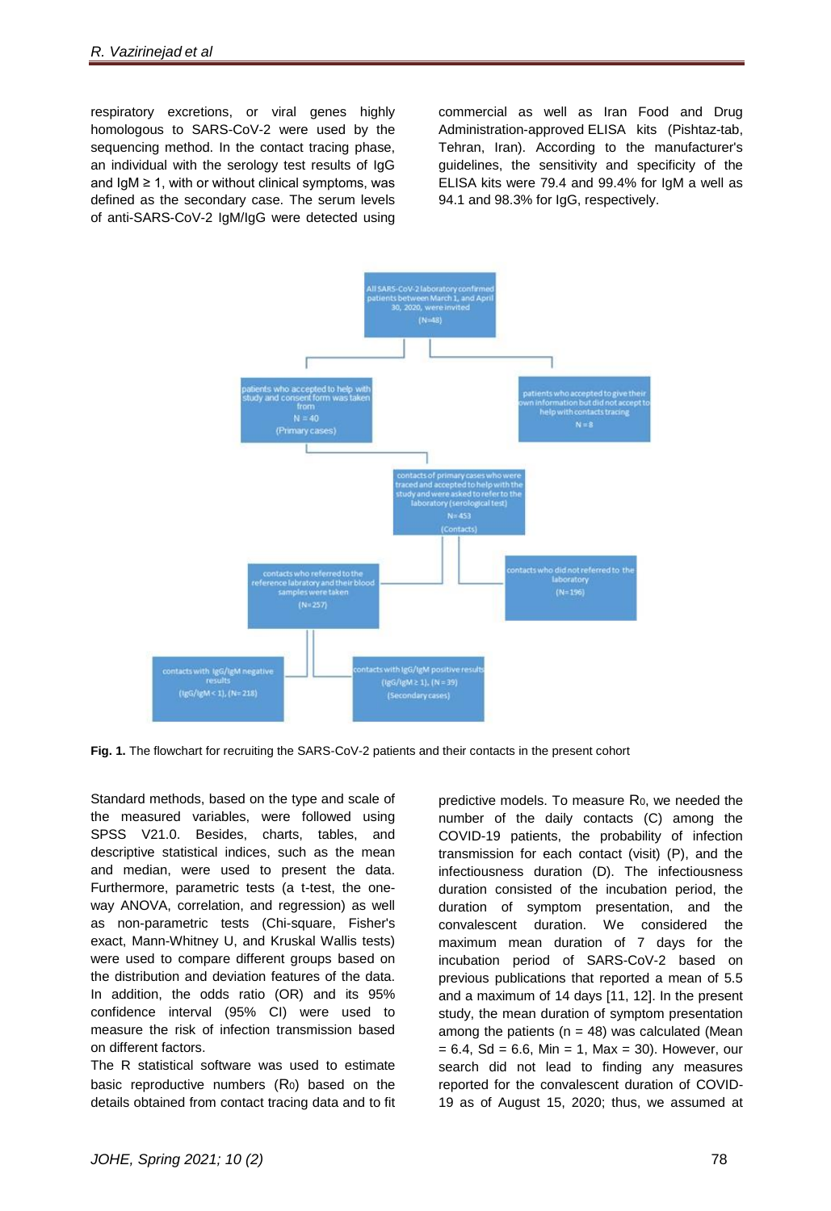respiratory excretions, or viral genes highly homologous to SARS-CoV-2 were used by the sequencing method. In the contact tracing phase, an individual with the serology test results of IgG and IgM ≥ 1, with or without clinical symptoms, was defined as the secondary case. The serum levels of anti-SARS-CoV-2 IgM/IgG were detected using commercial as well as Iran Food and Drug Administration-approved ELISA kits (Pishtaz-tab, Tehran, Iran). According to the manufacturer's guidelines, the sensitivity and specificity of the ELISA kits were 79.4 and 99.4% for IgM a well as 94.1 and 98.3% for IgG, respectively.

All SARS-CoV-2 laboratory confirmed patients between March 1, and April 30, 2020, were invited (N=48)

patients who accepted to help with study and consent form was taken from N = 40 (Primary cases)

patients who accepted to give their own information but did not accept to help with contacts tracing N = 8

contacts of primary cases who were traced and accepted to help with the study and were asked to refer to the laboratory (serological test) N=453 (Contacts)

contacts who referred to the reference labratory and their blood samples were taken (N=257)

contacts who did not referred to the laboratory (N=196)

contacts with IgG/IgM negative results (IgG/IgM < 1), (N=218)

contacts with IgG/IgM positive results (IgG/IgM ≥ 1), (N = 39) (Secondary cases)

**Fig. 1.** The flowchart for recruiting the SARS-CoV-2 patients and their contacts in the present cohort

Standard methods, based on the type and scale of the measured variables, were followed using SPSS V21.0. Besides, charts, tables, and descriptive statistical indices, such as the mean and median, were used to present the data. Furthermore, parametric tests (a t-test, the one-way ANOVA, correlation, and regression) as well as non-parametric tests (Chi-square, Fisher's exact, Mann-Whitney U, and Kruskal Wallis tests) were used to compare different groups based on the distribution and deviation features of the data. In addition, the odds ratio (OR) and its 95% confidence interval (95% CI) were used to measure the risk of infection transmission based on different factors.

The R statistical software was used to estimate basic reproductive numbers ($R_0$) based on the details obtained from contact tracing data and to fit predictive models. To measure $R_0$, we needed the number of the daily contacts (C) among the COVID-19 patients, the probability of infection transmission for each contact (visit) (P), and the infectiousness duration (D). The infectiousness duration consisted of the incubation period, the duration of symptom presentation, and the convalescent duration. We considered the maximum mean duration of 7 days for the incubation period of SARS-CoV-2 based on previous publications that reported a mean of 5.5 and a maximum of 14 days [11, 12]. In the present study, the mean duration of symptom presentation among the patients (n = 48) was calculated (Mean = 6.4, Sd = 6.6, Min = 1, Max = 30). However, our search did not lead to finding any measures reported for the convalescent duration of COVID-19 as of August 15, 2020; thus, we assumed at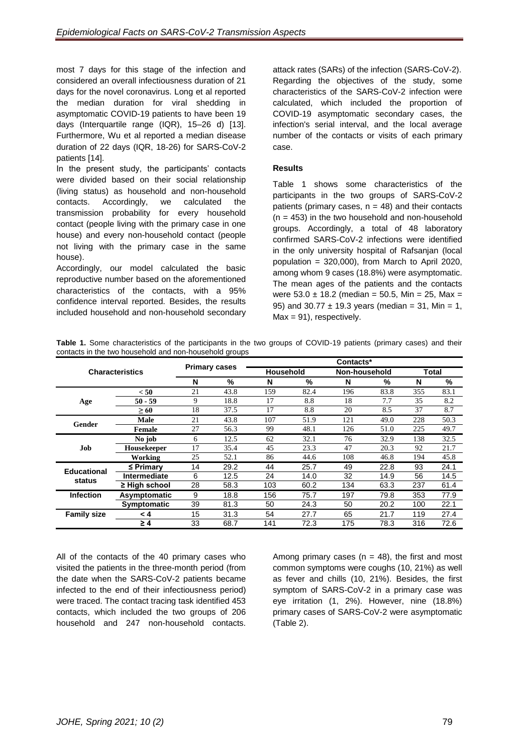most 7 days for this stage of the infection and considered an overall infectiousness duration of 21 days for the novel coronavirus. Long et al reported the median duration for viral shedding in asymptomatic COVID-19 patients to have been 19 days (Interquartile range (IQR), 15–26 d) [13]. Furthermore, Wu et al reported a median disease duration of 22 days (IQR, 18-26) for SARS-CoV-2 patients [14].

In the present study, the participants' contacts were divided based on their social relationship (living status) as household and non-household contacts. Accordingly, we calculated the transmission probability for every household contact (people living with the primary case in one house) and every non-household contact (people not living with the primary case in the same house).

Accordingly, our model calculated the basic reproductive number based on the aforementioned characteristics of the contacts, with a 95% confidence interval reported. Besides, the results included household and non-household secondary attack rates (SARs) of the infection (SARS-CoV-2). Regarding the objectives of the study, some characteristics of the SARS-CoV-2 infection were calculated, which included the proportion of COVID-19 asymptomatic secondary cases, the infection's serial interval, and the local average number of the contacts or visits of each primary case.

## Results

Table 1 shows some characteristics of the participants in the two groups of SARS-CoV-2 patients (primary cases, n = 48) and their contacts (n = 453) in the two household and non-household groups. Accordingly, a total of 48 laboratory confirmed SARS-CoV-2 infections were identified in the only university hospital of Rafsanjan (local population = 320,000), from March to April 2020, among whom 9 cases (18.8%) were asymptomatic. The mean ages of the patients and the contacts were 53.0 ± 18.2 (median = 50.5, Min = 25, Max = 95) and 30.77 ± 19.3 years (median = 31, Min = 1, Max = 91), respectively.

**Table 1.** Some characteristics of the participants in the two groups of COVID-19 patients (primary cases) and their contacts in the two household and non-household groups

| Characteristics | | Primary cases | | Contacts* | | | | | |
|---|---|---|---|---|---|---|---|---|---|
| | | | | Household | | Non-household | | Total | |
| | | N | % | N | % | N | % | N | % |
| Age | < 50 | 21 | 43.8 | 159 | 82.4 | 196 | 83.8 | 355 | 83.1 |
| | 50 - 59 | 9 | 18.8 | 17 | 8.8 | 18 | 7.7 | 35 | 8.2 |
| | ≥ 60 | 18 | 37.5 | 17 | 8.8 | 20 | 8.5 | 37 | 8.7 |
| Gender | Male | 21 | 43.8 | 107 | 51.9 | 121 | 49.0 | 228 | 50.3 |
| | Female | 27 | 56.3 | 99 | 48.1 | 126 | 51.0 | 225 | 49.7 |
| Job | No job | 6 | 12.5 | 62 | 32.1 | 76 | 32.9 | 138 | 32.5 |
| | Housekeeper | 17 | 35.4 | 45 | 23.3 | 47 | 20.3 | 92 | 21.7 |
| | Working | 25 | 52.1 | 86 | 44.6 | 108 | 46.8 | 194 | 45.8 |
| Educational status | ≤ Primary | 14 | 29.2 | 44 | 25.7 | 49 | 22.8 | 93 | 24.1 |
| | Intermediate | 6 | 12.5 | 24 | 14.0 | 32 | 14.9 | 56 | 14.5 |
| | ≥ High school | 28 | 58.3 | 103 | 60.2 | 134 | 63.3 | 237 | 61.4 |
| Infection | Asymptomatic | 9 | 18.8 | 156 | 75.7 | 197 | 79.8 | 353 | 77.9 |
| | Symptomatic | 39 | 81.3 | 50 | 24.3 | 50 | 20.2 | 100 | 22.1 |
| Family size | < 4 | 15 | 31.3 | 54 | 27.7 | 65 | 21.7 | 119 | 27.4 |
| | ≥ 4 | 33 | 68.7 | 141 | 72.3 | 175 | 78.3 | 316 | 72.6 |

All of the contacts of the 40 primary cases who visited the patients in the three-month period (from the date when the SARS-CoV-2 patients became infected to the end of their infectiousness period) were traced. The contact tracing task identified 453 contacts, which included the two groups of 206 household and 247 non-household contacts.

Among primary cases (n = 48), the first and most common symptoms were coughs (10, 21%) as well as fever and chills (10, 21%). Besides, the first symptom of SARS-CoV-2 in a primary case was eye irritation (1, 2%). However, nine (18.8%) primary cases of SARS-CoV-2 were asymptomatic (Table 2).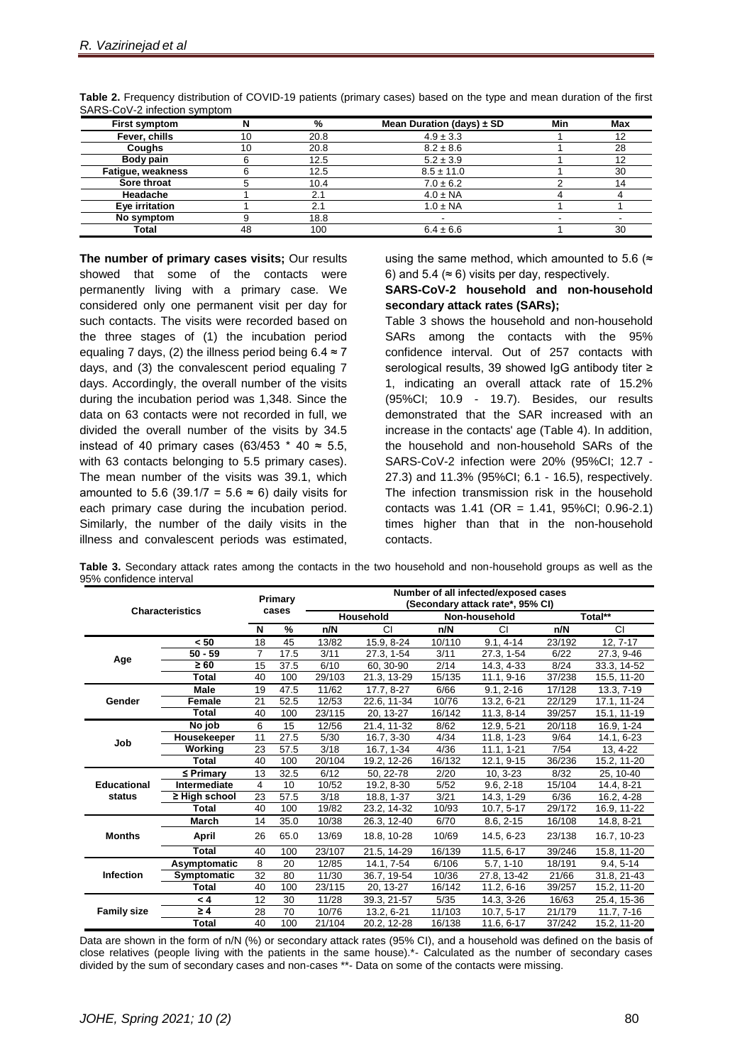**Table 2.** Frequency distribution of COVID-19 patients (primary cases) based on the type and mean duration of the first SARS-CoV-2 infection symptom

| First symptom | N | % | Mean Duration (days) ± SD | Min | Max |
|---|---|---|---|---|---|
| Fever, chills | 10 | 20.8 | 4.9 ± 3.3 | 1 | 12 |
| Coughs | 10 | 20.8 | 8.2 ± 8.6 | 1 | 28 |
| Body pain | 6 | 12.5 | 5.2 ± 3.9 | 1 | 12 |
| Fatigue, weakness | 6 | 12.5 | 8.5 ± 11.0 | 1 | 30 |
| Sore throat | 5 | 10.4 | 7.0 ± 6.2 | 2 | 14 |
| Headache | 1 | 2.1 | 4.0 ± NA | 4 | 4 |
| Eye irritation | 1 | 2.1 | 1.0 ± NA | 1 | 1 |
| No symptom | 9 | 18.8 | - | - | - |
| Total | 48 | 100 | 6.4 ± 6.6 | 1 | 30 |

**The number of primary cases visits;** Our results showed that some of the contacts were permanently living with a primary case. We considered only one permanent visit per day for such contacts. The visits were recorded based on the three stages of (1) the incubation period equaling 7 days, (2) the illness period being 6.4 ≈ 7 days, and (3) the convalescent period equaling 7 days. Accordingly, the overall number of the visits during the incubation period was 1,348. Since the data on 63 contacts were not recorded in full, we divided the overall number of the visits by 34.5 instead of 40 primary cases (63/453 * 40 ≈ 5.5, with 63 contacts belonging to 5.5 primary cases). The mean number of the visits was 39.1, which amounted to 5.6 (39.1/7 = 5.6 ≈ 6) daily visits for each primary case during the incubation period. Similarly, the number of the daily visits in the illness and convalescent periods was estimated, using the same method, which amounted to 5.6 (≈ 6) and 5.4 (≈ 6) visits per day, respectively.

**SARS-CoV-2 household and non-household secondary attack rates (SARs);**

Table 3 shows the household and non-household SARs among the contacts with the 95% confidence interval. Out of 257 contacts with serological results, 39 showed IgG antibody titer ≥ 1, indicating an overall attack rate of 15.2% (95%CI; 10.9 - 19.7). Besides, our results demonstrated that the SAR increased with an increase in the contacts' age (Table 4). In addition, the household and non-household SARs of the SARS-CoV-2 infection were 20% (95%CI; 12.7 - 27.3) and 11.3% (95%CI; 6.1 - 16.5), respectively. The infection transmission risk in the household contacts was 1.41 (OR = 1.41, 95%CI; 0.96-2.1) times higher than that in the non-household contacts.

**Table 3.** Secondary attack rates among the contacts in the two household and non-household groups as well as the 95% confidence interval

| Characteristics | | Primary cases | | Number of all infected/exposed cases (Secondary attack rate*, 95% CI) | | | | | |
|---|---|---|---|---|---|---|---|---|---|
| | | | | Household | | Non-household | | Total** | |
| | | N | % | n/N | CI | n/N | CI | n/N | CI |
| Age | < 50 | 18 | 45 | 13/82 | 15.9, 8-24 | 10/110 | 9.1, 4-14 | 23/192 | 12, 7-17 |
| | 50 - 59 | 7 | 17.5 | 3/11 | 27.3, 1-54 | 3/11 | 27.3, 1-54 | 6/22 | 27.3, 9-46 |
| | ≥ 60 | 15 | 37.5 | 6/10 | 60, 30-90 | 2/14 | 14.3, 4-33 | 8/24 | 33.3, 14-52 |
| | Total | 40 | 100 | 29/103 | 21.3, 13-29 | 15/135 | 11.1, 9-16 | 37/238 | 15.5, 11-20 |
| Gender | Male | 19 | 47.5 | 11/62 | 17.7, 8-27 | 6/66 | 9.1, 2-16 | 17/128 | 13.3, 7-19 |
| | Female | 21 | 52.5 | 12/53 | 22.6, 11-34 | 10/76 | 13.2, 6-21 | 22/129 | 17.1, 11-24 |
| | Total | 40 | 100 | 23/115 | 20, 13-27 | 16/142 | 11.3, 8-14 | 39/257 | 15.1, 11-19 |
| Job | No job | 6 | 15 | 12/56 | 21.4, 11-32 | 8/62 | 12.9, 5-21 | 20/118 | 16.9, 1-24 |
| | Housekeeper | 11 | 27.5 | 5/30 | 16.7, 3-30 | 4/34 | 11.8, 1-23 | 9/64 | 14.1, 6-23 |
| | Working | 23 | 57.5 | 3/18 | 16.7, 1-34 | 4/36 | 11.1, 1-21 | 7/54 | 13, 4-22 |
| | Total | 40 | 100 | 20/104 | 19.2, 12-26 | 16/132 | 12.1, 9-15 | 36/236 | 15.2, 11-20 |
| Educational status | ≤ Primary | 13 | 32.5 | 6/12 | 50, 22-78 | 2/20 | 10, 3-23 | 8/32 | 25, 10-40 |
| | Intermediate | 4 | 10 | 10/52 | 19.2, 8-30 | 5/52 | 9.6, 2-18 | 15/104 | 14.4, 8-21 |
| | ≥ High school | 23 | 57.5 | 3/18 | 18.8, 1-37 | 3/21 | 14.3, 1-29 | 6/36 | 16.2, 4-28 |
| | Total | 40 | 100 | 19/82 | 23.2, 14-32 | 10/93 | 10.7, 5-17 | 29/172 | 16.9, 11-22 |
| Months | March | 14 | 35.0 | 10/38 | 26.3, 12-40 | 6/70 | 8.6, 2-15 | 16/108 | 14.8, 8-21 |
| | April | 26 | 65.0 | 13/69 | 18.8, 10-28 | 10/69 | 14.5, 6-23 | 23/138 | 16.7, 10-23 |
| | Total | 40 | 100 | 23/107 | 21.5, 14-29 | 16/139 | 11.5, 6-17 | 39/246 | 15.8, 11-20 |
| Infection | Asymptomatic | 8 | 20 | 12/85 | 14.1, 7-54 | 6/106 | 5.7, 1-10 | 18/191 | 9.4, 5-14 |
| | Symptomatic | 32 | 80 | 11/30 | 36.7, 19-54 | 10/36 | 27.8, 13-42 | 21/66 | 31.8, 21-43 |
| | Total | 40 | 100 | 23/115 | 20, 13-27 | 16/142 | 11.2, 6-16 | 39/257 | 15.2, 11-20 |
| Family size | < 4 | 12 | 30 | 11/28 | 39.3, 21-57 | 5/35 | 14.3, 3-26 | 16/63 | 25.4, 15-36 |
| | ≥ 4 | 28 | 70 | 10/76 | 13.2, 6-21 | 11/103 | 10.7, 5-17 | 21/179 | 11.7, 7-16 |
| | Total | 40 | 100 | 21/104 | 20.2, 12-28 | 16/138 | 11.6, 6-17 | 37/242 | 15.2, 11-20 |

Data are shown in the form of n/N (%) or secondary attack rates (95% CI), and a household was defined on the basis of close relatives (people living with the patients in the same house).*- Calculated as the number of secondary cases divided by the sum of secondary cases and non-cases **- Data on some of the contacts were missing.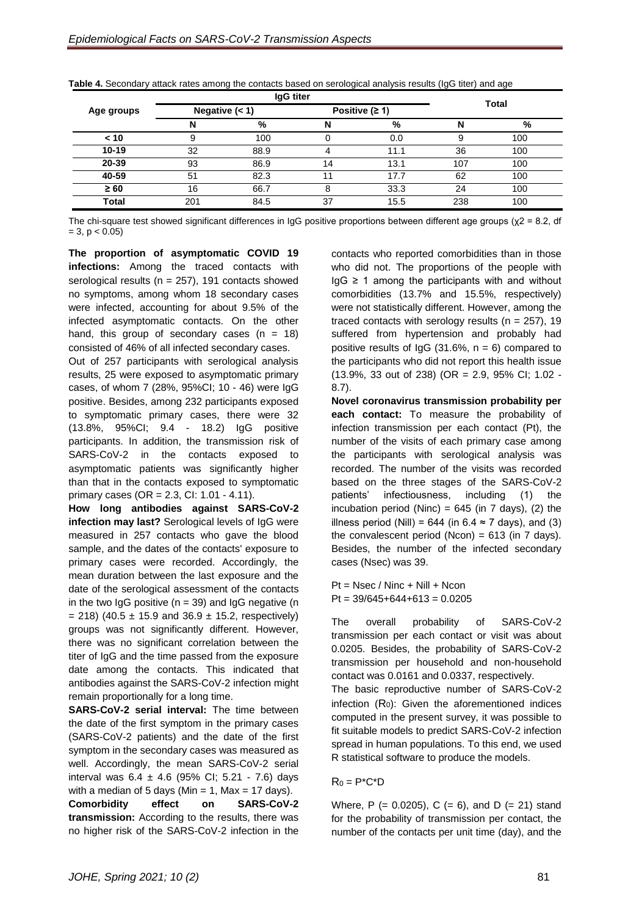**Table 4.** Secondary attack rates among the contacts based on serological analysis results (IgG titer) and age

| Age groups | IgG titer | | | | Total | |
|---|---|---|---|---|---|---|
| | Negative (< 1) | | Positive (≥ 1) | | | |
| | N | % | N | % | N | % |
| < 10 | 9 | 100 | 0 | 0.0 | 9 | 100 |
| 10-19 | 32 | 88.9 | 4 | 11.1 | 36 | 100 |
| 20-39 | 93 | 86.9 | 14 | 13.1 | 107 | 100 |
| 40-59 | 51 | 82.3 | 11 | 17.7 | 62 | 100 |
| ≥ 60 | 16 | 66.7 | 8 | 33.3 | 24 | 100 |
| Total | 201 | 84.5 | 37 | 15.5 | 238 | 100 |

The chi-square test showed significant differences in IgG positive proportions between different age groups ($\chi^2 = 8.2$, df = 3, $p < 0.05$)

**The proportion of asymptomatic COVID 19 infections:** Among the traced contacts with serological results (n = 257), 191 contacts showed no symptoms, among whom 18 secondary cases were infected, accounting for about 9.5% of the infected asymptomatic contacts. On the other hand, this group of secondary cases (n = 18) consisted of 46% of all infected secondary cases.

Out of 257 participants with serological analysis results, 25 were exposed to asymptomatic primary cases, of whom 7 (28%, 95%CI; 10 - 46) were IgG positive. Besides, among 232 participants exposed to symptomatic primary cases, there were 32 (13.8%, 95%CI; 9.4 - 18.2) IgG positive participants. In addition, the transmission risk of SARS-CoV-2 in the contacts exposed to asymptomatic patients was significantly higher than that in the contacts exposed to symptomatic primary cases (OR = 2.3, CI: 1.01 - 4.11).

**How long antibodies against SARS-CoV-2 infection may last?** Serological levels of IgG were measured in 257 contacts who gave the blood sample, and the dates of the contacts' exposure to primary cases were recorded. Accordingly, the mean duration between the last exposure and the date of the serological assessment of the contacts in the two IgG positive (n = 39) and IgG negative (n = 218) (40.5 ± 15.9 and 36.9 ± 15.2, respectively) groups was not significantly different. However, there was no significant correlation between the titer of IgG and the time passed from the exposure date among the contacts. This indicated that antibodies against the SARS-CoV-2 infection might remain proportionally for a long time.

**SARS-CoV-2 serial interval:** The time between the date of the first symptom in the primary cases (SARS-CoV-2 patients) and the date of the first symptom in the secondary cases was measured as well. Accordingly, the mean SARS-CoV-2 serial interval was 6.4 ± 4.6 (95% CI; 5.21 - 7.6) days with a median of 5 days (Min = 1, Max = 17 days).

**Comorbidity effect on SARS-CoV-2 transmission:** According to the results, there was no higher risk of the SARS-CoV-2 infection in the contacts who reported comorbidities than in those who did not. The proportions of the people with IgG ≥ 1 among the participants with and without comorbidities (13.7% and 15.5%, respectively) were not statistically different. However, among the traced contacts with serology results (n = 257), 19 suffered from hypertension and probably had positive results of IgG (31.6%, n = 6) compared to the participants who did not report this health issue (13.9%, 33 out of 238) (OR = 2.9, 95% CI; 1.02 - 8.7).

**Novel coronavirus transmission probability per each contact:** To measure the probability of infection transmission per each contact (Pt), the number of the visits of each primary case among the participants with serological analysis was recorded. The number of the visits was recorded based on the three stages of the SARS-CoV-2 patients' infectiousness, including (1) the incubation period (Ninc) = 645 (in 7 days), (2) the illness period (Nill) = 644 (in 6.4 ≈ 7 days), and (3) the convalescent period (Ncon) = 613 (in 7 days). Besides, the number of the infected secondary cases (Nsec) was 39.

$$Pt = Nsec / Ninc + Nill + Ncon$$
$$Pt = 39/645+644+613 = 0.0205$$

The overall probability of SARS-CoV-2 transmission per each contact or visit was about 0.0205. Besides, the probability of SARS-CoV-2 transmission per household and non-household contact was 0.0161 and 0.0337, respectively.

The basic reproductive number of SARS-CoV-2 infection ($R_0$): Given the aforementioned indices computed in the present survey, it was possible to fit suitable models to predict SARS-CoV-2 infection spread in human populations. To this end, we used R statistical software to produce the models.

$$R_0 = P*C*D$$

Where, P (= 0.0205), C (= 6), and D (= 21) stand for the probability of transmission per contact, the number of the contacts per unit time (day), and the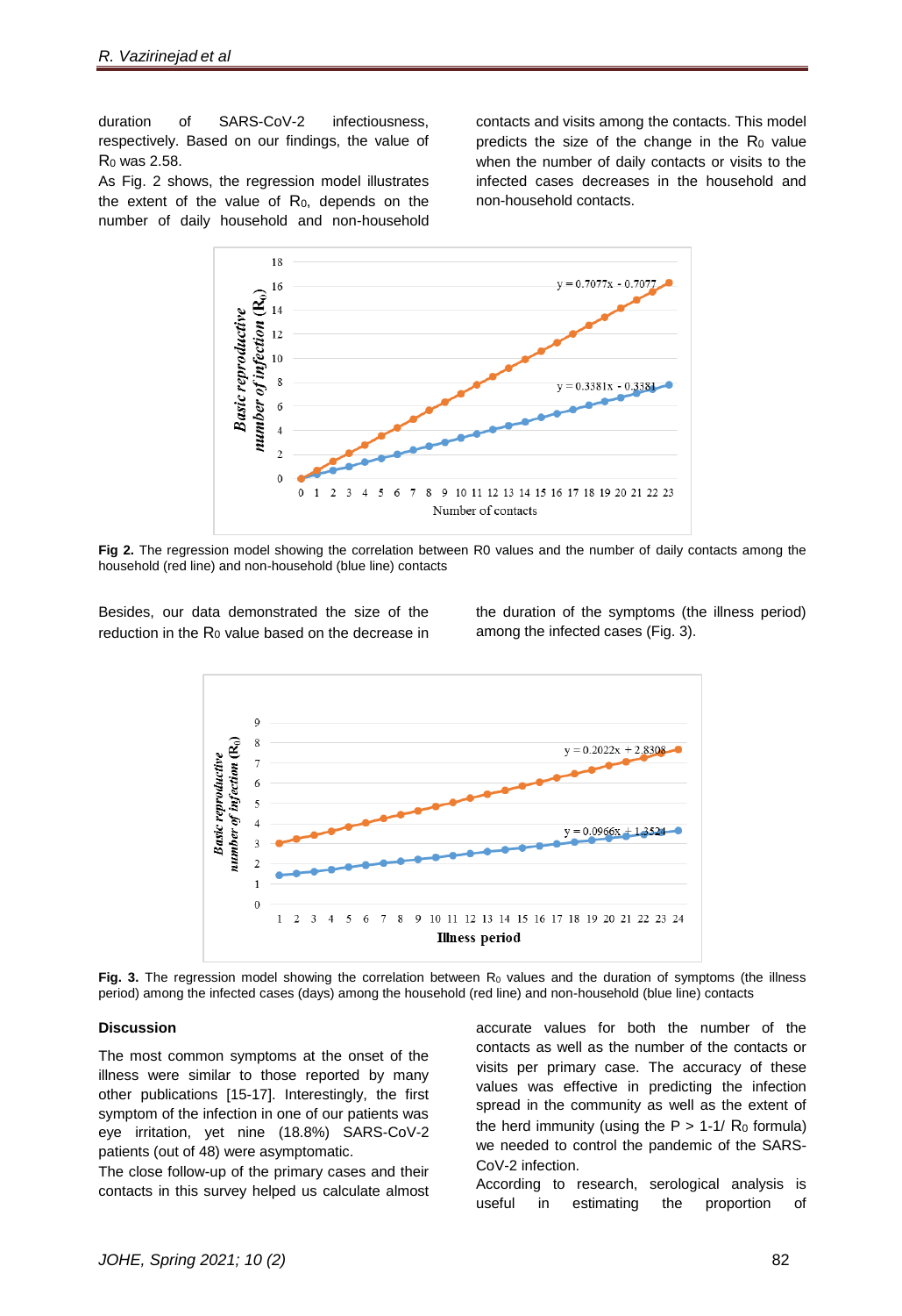duration of SARS-CoV-2 infectiousness, respectively. Based on our findings, the value of $R_0$ was 2.58.

As Fig. 2 shows, the regression model illustrates the extent of the value of $R_0$, depends on the number of daily household and non-household contacts and visits among the contacts. This model predicts the size of the change in the $R_0$ value when the number of daily contacts or visits to the infected cases decreases in the household and non-household contacts.

**Fig 2.** The regression model showing the correlation between R0 values and the number of daily contacts among the household (red line) and non-household (blue line) contacts

Besides, our data demonstrated the size of the reduction in the $R_0$ value based on the decrease in the duration of the symptoms (the illness period) among the infected cases (Fig. 3).

**Fig. 3.** The regression model showing the correlation between $R_0$ values and the duration of symptoms (the illness period) among the infected cases (days) among the household (red line) and non-household (blue line) contacts

### Discussion

The most common symptoms at the onset of the illness were similar to those reported by many other publications [15-17]. Interestingly, the first symptom of the infection in one of our patients was eye irritation, yet nine (18.8%) SARS-CoV-2 patients (out of 48) were asymptomatic.

The close follow-up of the primary cases and their contacts in this survey helped us calculate almost accurate values for both the number of the contacts as well as the number of the contacts or visits per primary case. The accuracy of these values was effective in predicting the infection spread in the community as well as the extent of the herd immunity (using the $P > 1\text{-}1/R_0$ formula) we needed to control the pandemic of the SARS-CoV-2 infection.

According to research, serological analysis is useful in estimating the proportion of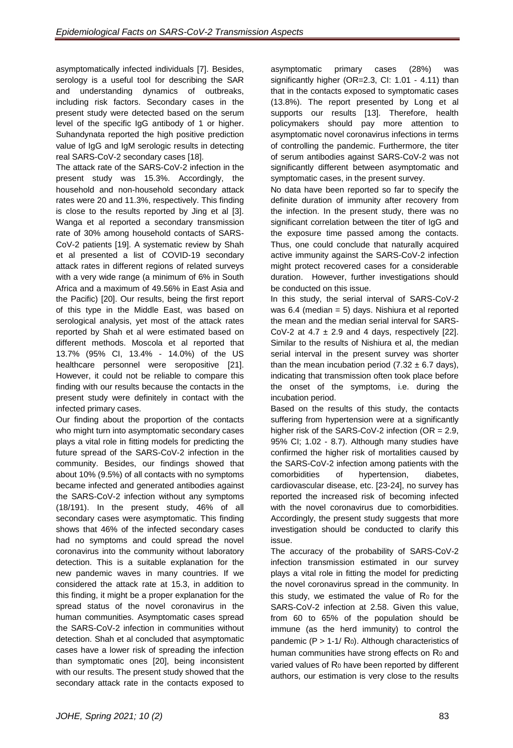asymptomatically infected individuals [7]. Besides, serology is a useful tool for describing the SAR and understanding dynamics of outbreaks, including risk factors. Secondary cases in the present study were detected based on the serum level of the specific IgG antibody of 1 or higher. Suhandynata reported the high positive prediction value of IgG and IgM serologic results in detecting real SARS-CoV-2 secondary cases [18].

The attack rate of the SARS-CoV-2 infection in the present study was 15.3%. Accordingly, the household and non-household secondary attack rates were 20 and 11.3%, respectively. This finding is close to the results reported by Jing et al [3]. Wanga et al reported a secondary transmission rate of 30% among household contacts of SARS-CoV-2 patients [19]. A systematic review by Shah et al presented a list of COVID-19 secondary attack rates in different regions of related surveys with a very wide range (a minimum of 6% in South Africa and a maximum of 49.56% in East Asia and the Pacific) [20]. Our results, being the first report of this type in the Middle East, was based on serological analysis, yet most of the attack rates reported by Shah et al were estimated based on different methods. Moscola et al reported that 13.7% (95% CI, 13.4% - 14.0%) of the US healthcare personnel were seropositive [21]. However, it could not be reliable to compare this finding with our results because the contacts in the present study were definitely in contact with the infected primary cases.

Our finding about the proportion of the contacts who might turn into asymptomatic secondary cases plays a vital role in fitting models for predicting the future spread of the SARS-CoV-2 infection in the community. Besides, our findings showed that about 10% (9.5%) of all contacts with no symptoms became infected and generated antibodies against the SARS-CoV-2 infection without any symptoms (18/191). In the present study, 46% of all secondary cases were asymptomatic. This finding shows that 46% of the infected secondary cases had no symptoms and could spread the novel coronavirus into the community without laboratory detection. This is a suitable explanation for the new pandemic waves in many countries. If we considered the attack rate at 15.3, in addition to this finding, it might be a proper explanation for the spread status of the novel coronavirus in the human communities. Asymptomatic cases spread the SARS-CoV-2 infection in communities without detection. Shah et al concluded that asymptomatic cases have a lower risk of spreading the infection than symptomatic ones [20], being inconsistent with our results. The present study showed that the secondary attack rate in the contacts exposed to asymptomatic primary cases (28%) was significantly higher (OR=2.3, CI: 1.01 - 4.11) than that in the contacts exposed to symptomatic cases (13.8%). The report presented by Long et al supports our results [13]. Therefore, health policymakers should pay more attention to asymptomatic novel coronavirus infections in terms of controlling the pandemic. Furthermore, the titer of serum antibodies against SARS-CoV-2 was not significantly different between asymptomatic and symptomatic cases, in the present survey.

No data have been reported so far to specify the definite duration of immunity after recovery from the infection. In the present study, there was no significant correlation between the titer of IgG and the exposure time passed among the contacts. Thus, one could conclude that naturally acquired active immunity against the SARS-CoV-2 infection might protect recovered cases for a considerable duration. However, further investigations should be conducted on this issue.

In this study, the serial interval of SARS-CoV-2 was 6.4 (median = 5) days. Nishiura et al reported the mean and the median serial interval for SARS-CoV-2 at $4.7 \pm 2.9$ and 4 days, respectively [22]. Similar to the results of Nishiura et al, the median serial interval in the present survey was shorter than the mean incubation period ($7.32 \pm 6.7$ days), indicating that transmission often took place before the onset of the symptoms, i.e. during the incubation period.

Based on the results of this study, the contacts suffering from hypertension were at a significantly higher risk of the SARS-CoV-2 infection (OR = 2.9, 95% CI; 1.02 - 8.7). Although many studies have confirmed the higher risk of mortalities caused by the SARS-CoV-2 infection among patients with the comorbidities of hypertension, diabetes, cardiovascular disease, etc. [23-24], no survey has reported the increased risk of becoming infected with the novel coronavirus due to comorbidities. Accordingly, the present study suggests that more investigation should be conducted to clarify this issue.

The accuracy of the probability of SARS-CoV-2 infection transmission estimated in our survey plays a vital role in fitting the model for predicting the novel coronavirus spread in the community. In this study, we estimated the value of $R_0$ for the SARS-CoV-2 infection at 2.58. Given this value, from 60 to 65% of the population should be immune (as the herd immunity) to control the pandemic ($P > 1-1/R_0$). Although characteristics of human communities have strong effects on $R_0$ and varied values of $R_0$ have been reported by different authors, our estimation is very close to the results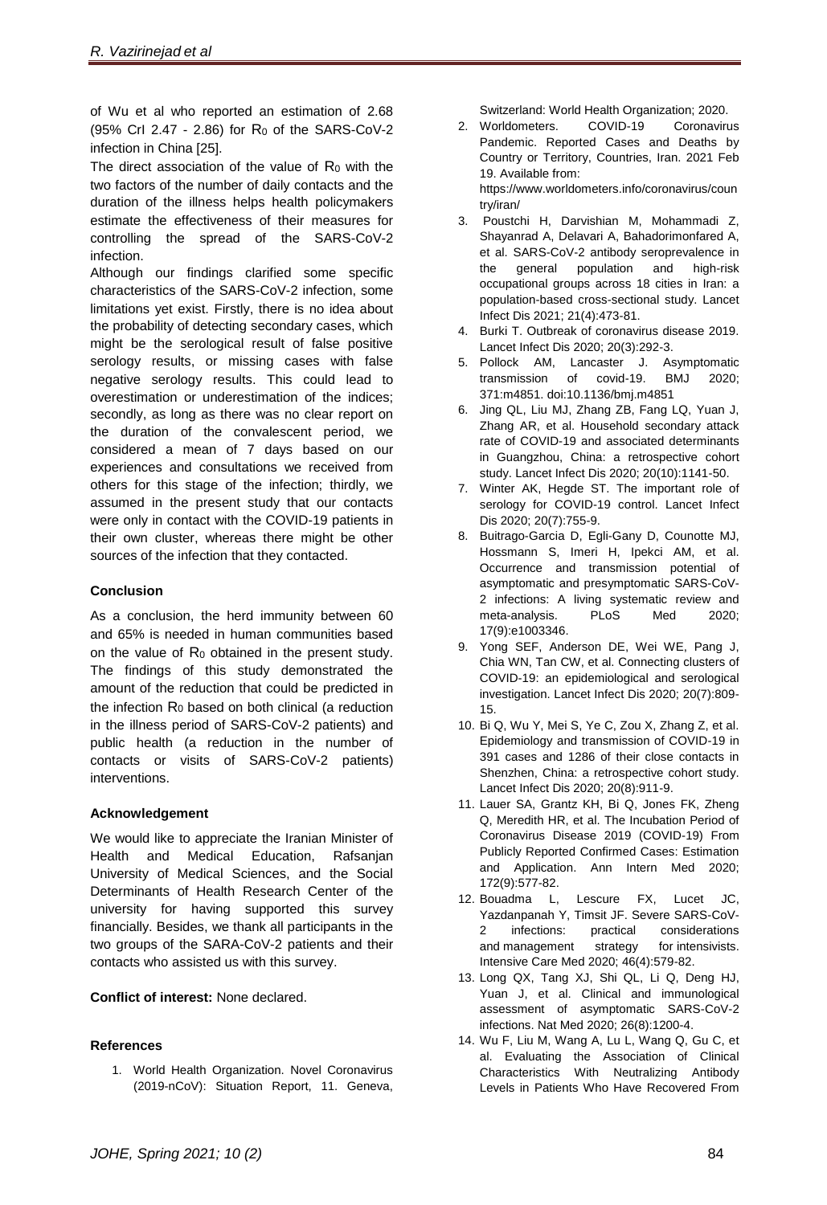of Wu et al who reported an estimation of 2.68 (95% CrI 2.47 - 2.86) for $R_0$ of the SARS-CoV-2 infection in China [25].

The direct association of the value of $R_0$ with the two factors of the number of daily contacts and the duration of the illness helps health policymakers estimate the effectiveness of their measures for controlling the spread of the SARS-CoV-2 infection.

Although our findings clarified some specific characteristics of the SARS-CoV-2 infection, some limitations yet exist. Firstly, there is no idea about the probability of detecting secondary cases, which might be the serological result of false positive serology results, or missing cases with false negative serology results. This could lead to overestimation or underestimation of the indices; secondly, as long as there was no clear report on the duration of the convalescent period, we considered a mean of 7 days based on our experiences and consultations we received from others for this stage of the infection; thirdly, we assumed in the present study that our contacts were only in contact with the COVID-19 patients in their own cluster, whereas there might be other sources of the infection that they contacted.

**Conclusion**

As a conclusion, the herd immunity between 60 and 65% is needed in human communities based on the value of $R_0$ obtained in the present study. The findings of this study demonstrated the amount of the reduction that could be predicted in the infection $R_0$ based on both clinical (a reduction in the illness period of SARS-CoV-2 patients) and public health (a reduction in the number of contacts or visits of SARS-CoV-2 patients) interventions.

**Acknowledgement**

We would like to appreciate the Iranian Minister of Health and Medical Education, Rafsanjan University of Medical Sciences, and the Social Determinants of Health Research Center of the university for having supported this survey financially. Besides, we thank all participants in the two groups of the SARA-CoV-2 patients and their contacts who assisted us with this survey.

**Conflict of interest:** None declared.

**References**

1. World Health Organization. Novel Coronavirus (2019-nCoV): Situation Report, 11. Geneva, Switzerland: World Health Organization; 2020.
2. Worldometers. COVID-19 Coronavirus Pandemic. Reported Cases and Deaths by Country or Territory, Countries, Iran. 2021 Feb 19. Available from: https://www.worldometers.info/coronavirus/country/iran/
3. Poustchi H, Darvishian M, Mohammadi Z, Shayanrad A, Delavari A, Bahadorimonfared A, et al. SARS-CoV-2 antibody seroprevalence in the general population and high-risk occupational groups across 18 cities in Iran: a population-based cross-sectional study. Lancet Infect Dis 2021; 21(4):473-81.
4. Burki T. Outbreak of coronavirus disease 2019. Lancet Infect Dis 2020; 20(3):292-3.
5. Pollock AM, Lancaster J. Asymptomatic transmission of covid-19. BMJ 2020; 371:m4851. doi:10.1136/bmj.m4851
6. Jing QL, Liu MJ, Zhang ZB, Fang LQ, Yuan J, Zhang AR, et al. Household secondary attack rate of COVID-19 and associated determinants in Guangzhou, China: a retrospective cohort study. Lancet Infect Dis 2020; 20(10):1141-50.
7. Winter AK, Hegde ST. The important role of serology for COVID-19 control. Lancet Infect Dis 2020; 20(7):755-9.
8. Buitrago-Garcia D, Egli-Gany D, Counotte MJ, Hossmann S, Imeri H, Ipekci AM, et al. Occurrence and transmission potential of asymptomatic and presymptomatic SARS-CoV-2 infections: A living systematic review and meta-analysis. PLoS Med 2020; 17(9):e1003346.
9. Yong SEF, Anderson DE, Wei WE, Pang J, Chia WN, Tan CW, et al. Connecting clusters of COVID-19: an epidemiological and serological investigation. Lancet Infect Dis 2020; 20(7):809-15.
10. Bi Q, Wu Y, Mei S, Ye C, Zou X, Zhang Z, et al. Epidemiology and transmission of COVID-19 in 391 cases and 1286 of their close contacts in Shenzhen, China: a retrospective cohort study. Lancet Infect Dis 2020; 20(8):911-9.
11. Lauer SA, Grantz KH, Bi Q, Jones FK, Zheng Q, Meredith HR, et al. The Incubation Period of Coronavirus Disease 2019 (COVID-19) From Publicly Reported Confirmed Cases: Estimation and Application. Ann Intern Med 2020; 172(9):577-82.
12. Bouadma L, Lescure FX, Lucet JC, Yazdanpanah Y, Timsit JF. Severe SARS-CoV-2 infections: practical considerations and management strategy for intensivists. Intensive Care Med 2020; 46(4):579-82.
13. Long QX, Tang XJ, Shi QL, Li Q, Deng HJ, Yuan J, et al. Clinical and immunological assessment of asymptomatic SARS-CoV-2 infections. Nat Med 2020; 26(8):1200-4.
14. Wu F, Liu M, Wang A, Lu L, Wang Q, Gu C, et al. Evaluating the Association of Clinical Characteristics With Neutralizing Antibody Levels in Patients Who Have Recovered From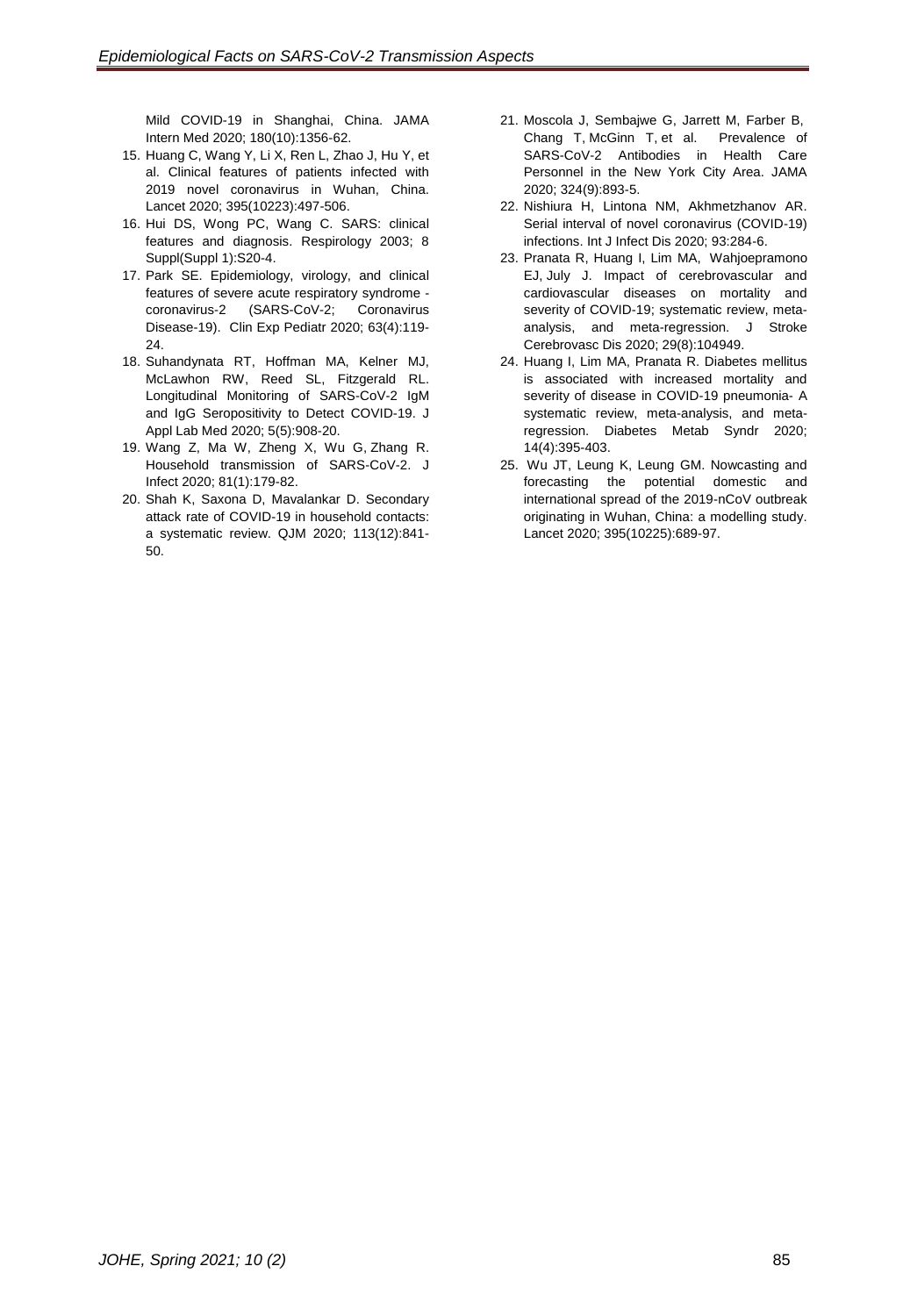Mild COVID-19 in Shanghai, China. JAMA Intern Med 2020; 180(10):1356-62.

15. Huang C, Wang Y, Li X, Ren L, Zhao J, Hu Y, et al. Clinical features of patients infected with 2019 novel coronavirus in Wuhan, China. Lancet 2020; 395(10223):497-506.
16. Hui DS, Wong PC, Wang C. SARS: clinical features and diagnosis. Respirology 2003; 8 Suppl(Suppl 1):S20-4.
17. Park SE. Epidemiology, virology, and clinical features of severe acute respiratory syndrome - coronavirus-2 (SARS-CoV-2; Coronavirus Disease-19). Clin Exp Pediatr 2020; 63(4):119-24.
18. Suhandynata RT, Hoffman MA, Kelner MJ, McLawhon RW, Reed SL, Fitzgerald RL. Longitudinal Monitoring of SARS-CoV-2 IgM and IgG Seropositivity to Detect COVID-19. J Appl Lab Med 2020; 5(5):908-20.
19. Wang Z, Ma W, Zheng X, Wu G, Zhang R. Household transmission of SARS-CoV-2. J Infect 2020; 81(1):179-82.
20. Shah K, Saxona D, Mavalankar D. Secondary attack rate of COVID-19 in household contacts: a systematic review. QJM 2020; 113(12):841-50.
21. Moscola J, Sembajwe G, Jarrett M, Farber B, Chang T, McGinn T, et al. Prevalence of SARS-CoV-2 Antibodies in Health Care Personnel in the New York City Area. JAMA 2020; 324(9):893-5.
22. Nishiura H, Lintona NM, Akhmetzhanov AR. Serial interval of novel coronavirus (COVID-19) infections. Int J Infect Dis 2020; 93:284-6.
23. Pranata R, Huang I, Lim MA, Wahjoepramono EJ, July J. Impact of cerebrovascular and cardiovascular diseases on mortality and severity of COVID-19; systematic review, meta-analysis, and meta-regression. J Stroke Cerebrovasc Dis 2020; 29(8):104949.
24. Huang I, Lim MA, Pranata R. Diabetes mellitus is associated with increased mortality and severity of disease in COVID-19 pneumonia- A systematic review, meta-analysis, and meta-regression. Diabetes Metab Syndr 2020; 14(4):395-403.
25. Wu JT, Leung K, Leung GM. Nowcasting and forecasting the potential domestic and international spread of the 2019-nCoV outbreak originating in Wuhan, China: a modelling study. Lancet 2020; 395(10225):689-97.